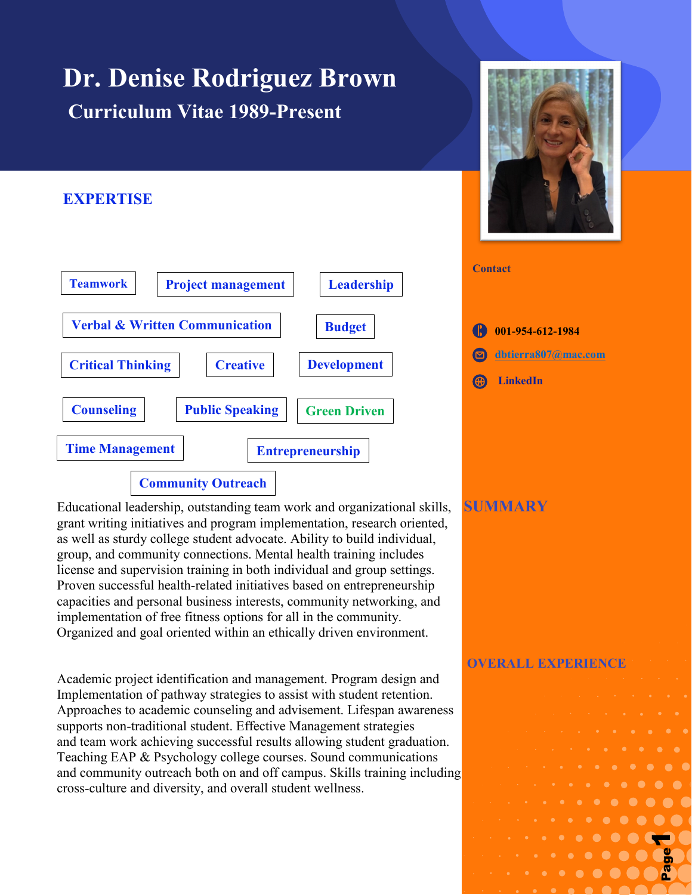# Dr. Denise Rodriguez Brown

## Curriculum Vitae 1989-Present

### Contact

001-954-612-1984

dbtierra807@mac.com

LinkedIn

## EXPERTISE

- Teamwork
- Project management
- Leadership
- Verbal & Written Communication
- Budget
- Critical Thinking
- Creative
- Development
- Counseling
- Public Speaking
- Green Driven
- Time Management
- Entrepreneurship
- Community Outreach

## SUMMARY

Educational leadership, outstanding team work and organizational skills, grant writing initiatives and program implementation, research oriented, as well as sturdy college student advocate. Ability to build individual, group, and community connections. Mental health training includes license and supervision training in both individual and group settings. Proven successful health-related initiatives based on entrepreneurship capacities and personal business interests, community networking, and implementation of free fitness options for all in the community. Organized and goal oriented within an ethically driven environment.

## OVERALL EXPERIENCE

Academic project identification and management. Program design and Implementation of pathway strategies to assist with student retention. Approaches to academic counseling and advisement. Lifespan awareness supports non-traditional student. Effective Management strategies and team work achieving successful results allowing student graduation. Teaching EAP & Psychology college courses. Sound communications and community outreach both on and off campus. Skills training including cross-culture and diversity, and overall student wellness.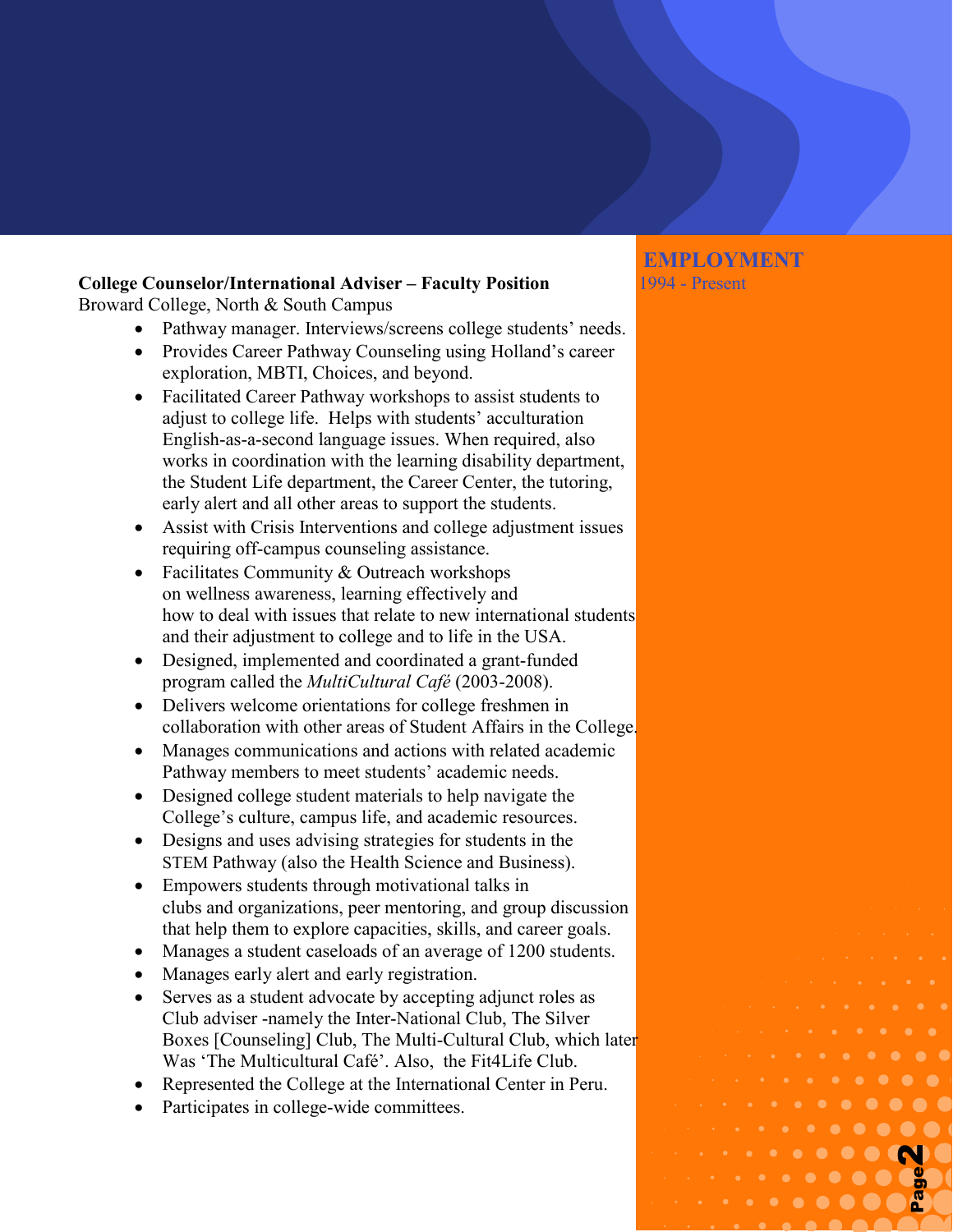## EMPLOYMENT

1994 - Present

**College Counselor/International Adviser – Faculty Position**
Broward College, North & South Campus

- Pathway manager. Interviews/screens college students' needs.
- Provides Career Pathway Counseling using Holland's career exploration, MBTI, Choices, and beyond.
- Facilitated Career Pathway workshops to assist students to adjust to college life. Helps with students' acculturation English-as-a-second language issues. When required, also works in coordination with the learning disability department, the Student Life department, the Career Center, the tutoring, early alert and all other areas to support the students.
- Assist with Crisis Interventions and college adjustment issues requiring off-campus counseling assistance.
- Facilitates Community & Outreach workshops on wellness awareness, learning effectively and how to deal with issues that relate to new international students and their adjustment to college and to life in the USA.
- Designed, implemented and coordinated a grant-funded program called the *MultiCultural Café* (2003-2008).
- Delivers welcome orientations for college freshmen in collaboration with other areas of Student Affairs in the College.
- Manages communications and actions with related academic Pathway members to meet students' academic needs.
- Designed college student materials to help navigate the College's culture, campus life, and academic resources.
- Designs and uses advising strategies for students in the STEM Pathway (also the Health Science and Business).
- Empowers students through motivational talks in clubs and organizations, peer mentoring, and group discussion that help them to explore capacities, skills, and career goals.
- Manages a student caseloads of an average of 1200 students.
- Manages early alert and early registration.
- Serves as a student advocate by accepting adjunct roles as Club adviser -namely the Inter-National Club, The Silver Boxes [Counseling] Club, The Multi-Cultural Club, which later Was 'The Multicultural Café'. Also, the Fit4Life Club.
- Represented the College at the International Center in Peru.
- Participates in college-wide committees.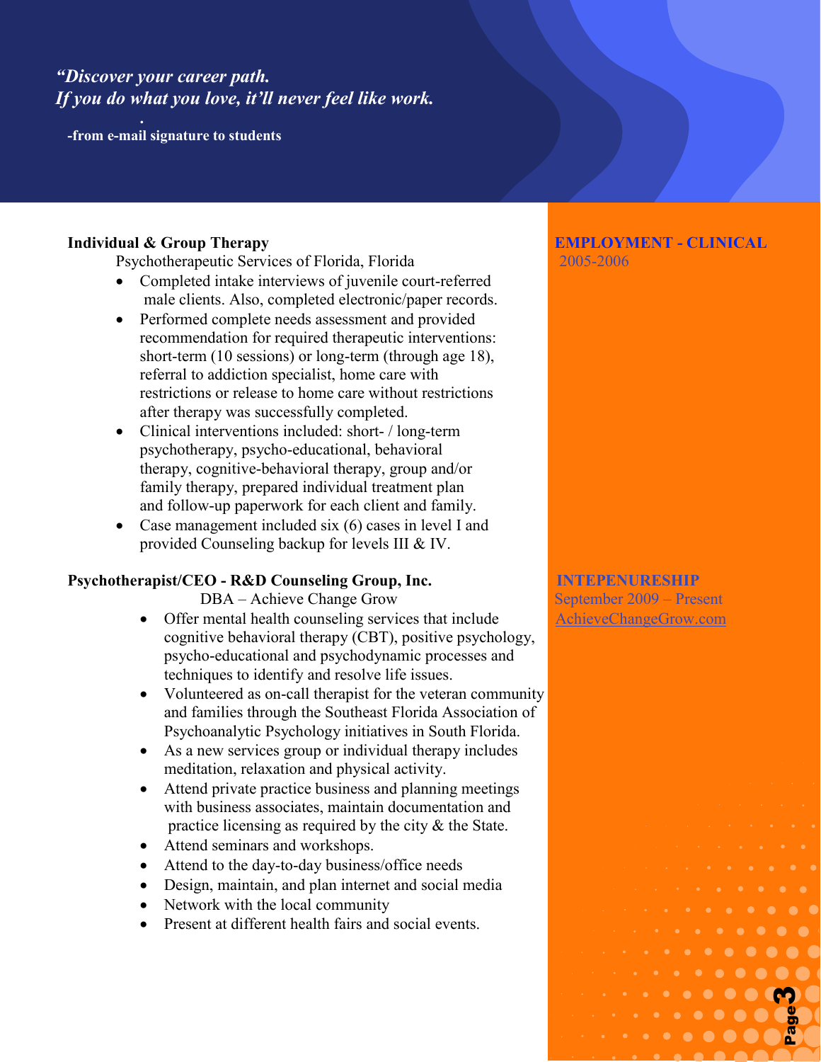*"Discover your career path.*
*If you do what you love, it'll never feel like work.*

**-from e-mail signature to students**

## EMPLOYMENT - CLINICAL

2005-2006

**Individual & Group Therapy**

Psychotherapeutic Services of Florida, Florida

- Completed intake interviews of juvenile court-referred male clients. Also, completed electronic/paper records.
- Performed complete needs assessment and provided recommendation for required therapeutic interventions: short-term (10 sessions) or long-term (through age 18), referral to addiction specialist, home care with restrictions or release to home care without restrictions after therapy was successfully completed.
- Clinical interventions included: short- / long-term psychotherapy, psycho-educational, behavioral therapy, cognitive-behavioral therapy, group and/or family therapy, prepared individual treatment plan and follow-up paperwork for each client and family.
- Case management included six (6) cases in level I and provided Counseling backup for levels III & IV.

## INTEPENURESHIP

September 2009 – Present

AchieveChangeGrow.com

**Psychotherapist/CEO - R&D Counseling Group, Inc.**

DBA – Achieve Change Grow

- Offer mental health counseling services that include cognitive behavioral therapy (CBT), positive psychology, psycho-educational and psychodynamic processes and techniques to identify and resolve life issues.
- Volunteered as on-call therapist for the veteran community and families through the Southeast Florida Association of Psychoanalytic Psychology initiatives in South Florida.
- As a new services group or individual therapy includes meditation, relaxation and physical activity.
- Attend private practice business and planning meetings with business associates, maintain documentation and practice licensing as required by the city & the State.
- Attend seminars and workshops.
- Attend to the day-to-day business/office needs
- Design, maintain, and plan internet and social media
- Network with the local community
- Present at different health fairs and social events.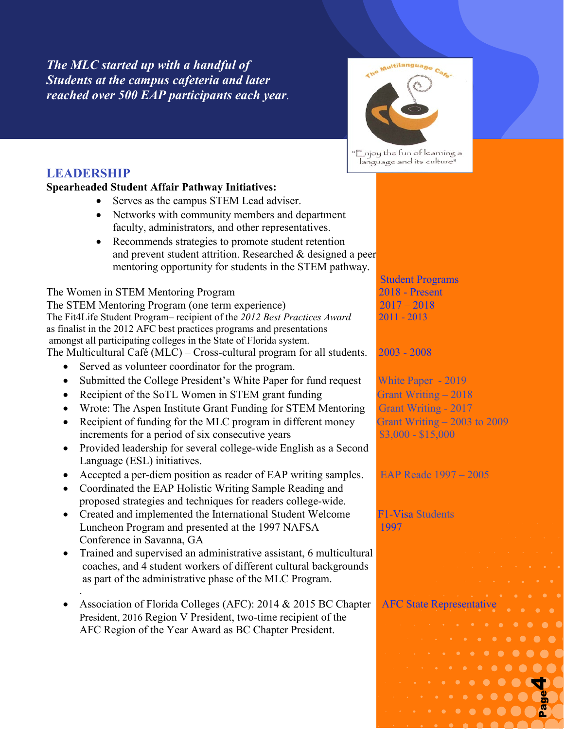***The MLC started up with a handful of Students at the campus cafeteria and later reached over 500 EAP participants each year.***

## LEADERSHIP

**Spearheaded Student Affair Pathway Initiatives:**

- Serves as the campus STEM Lead adviser.
- Networks with community members and department faculty, administrators, and other representatives.
- Recommends strategies to promote student retention and prevent student attrition. Researched & designed a peer mentoring opportunity for students in the STEM pathway.

| | Student Programs |
|---|---|
| The Women in STEM Mentoring Program | 2018 - Present |
| The STEM Mentoring Program (one term experience) | 2017 – 2018 |
| The Fit4Life Student Program– recipient of the *2012 Best Practices Award* as finalist in the 2012 AFC best practices programs and presentations amongst all participating colleges in the State of Florida system. | 2011 - 2013 |
| The Multicultural Café (MLC) – Cross-cultural program for all students. | 2003 - 2008 |

- Served as volunteer coordinator for the program.
- Submitted the College President's White Paper for fund request — White Paper - 2019
- Recipient of the SoTL Women in STEM grant funding — Grant Writing – 2018
- Wrote: The Aspen Institute Grant Funding for STEM Mentoring — Grant Writing - 2017
- Recipient of funding for the MLC program in different money increments for a period of six consecutive years — Grant Writing – 2003 to 2009, $3,000 - $15,000
- Provided leadership for several college-wide English as a Second Language (ESL) initiatives.
- Accepted a per-diem position as reader of EAP writing samples. — EAP Reade 1997 – 2005
- Coordinated the EAP Holistic Writing Sample Reading and proposed strategies and techniques for readers college-wide.
- Created and implemented the International Student Welcome Luncheon Program and presented at the 1997 NAFSA Conference in Savanna, GA — F1-Visa Students 1997
- Trained and supervised an administrative assistant, 6 multicultural coaches, and 4 student workers of different cultural backgrounds as part of the administrative phase of the MLC Program.
- Association of Florida Colleges (AFC): 2014 & 2015 BC Chapter President, 2016 Region V President, two-time recipient of the AFC Region of the Year Award as BC Chapter President. — AFC State Representative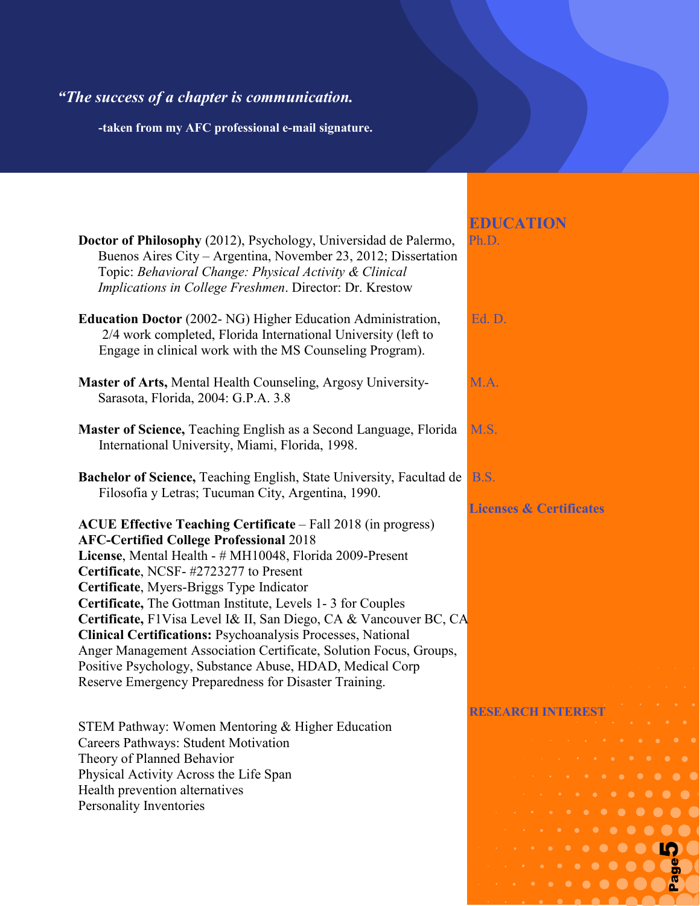*"The success of a chapter is communication.*

**-taken from my AFC professional e-mail signature.**

## EDUCATION

**Ph.D.**

**Doctor of Philosophy** (2012), Psychology, Universidad de Palermo, Buenos Aires City – Argentina, November 23, 2012; Dissertation Topic: *Behavioral Change: Physical Activity & Clinical Implications in College Freshmen*. Director: Dr. Krestow

**Ed. D.**

**Education Doctor** (2002- NG) Higher Education Administration, 2/4 work completed, Florida International University (left to Engage in clinical work with the MS Counseling Program).

**M.A.**

**Master of Arts,** Mental Health Counseling, Argosy University- Sarasota, Florida, 2004: G.P.A. 3.8

**M.S.**

**Master of Science,** Teaching English as a Second Language, Florida International University, Miami, Florida, 1998.

**B.S.**

**Bachelor of Science,** Teaching English, State University, Facultad de Filosofia y Letras; Tucuman City, Argentina, 1990.

## Licenses & Certificates

**ACUE Effective Teaching Certificate** – Fall 2018 (in progress)
**AFC-Certified College Professional** 2018
**License**, Mental Health - # MH10048, Florida 2009-Present
**Certificate**, NCSF- #2723277 to Present
**Certificate**, Myers-Briggs Type Indicator
**Certificate,** The Gottman Institute, Levels 1- 3 for Couples
**Certificate,** F1Visa Level I& II, San Diego, CA & Vancouver BC, CA
**Clinical Certifications:** Psychoanalysis Processes, National Anger Management Association Certificate, Solution Focus, Groups, Positive Psychology, Substance Abuse, HDAD, Medical Corp Reserve Emergency Preparedness for Disaster Training.

## RESEARCH INTEREST

STEM Pathway: Women Mentoring & Higher Education
Careers Pathways: Student Motivation
Theory of Planned Behavior
Physical Activity Across the Life Span
Health prevention alternatives
Personality Inventories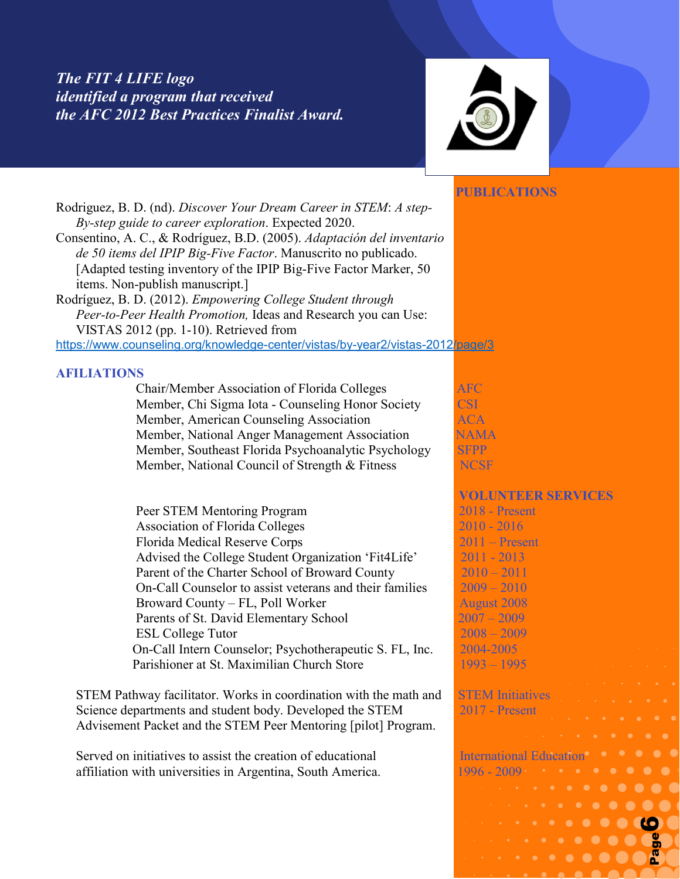*The FIT 4 LIFE logo identified a program that received the AFC 2012 Best Practices Finalist Award.*

## PUBLICATIONS

Rodriguez, B. D. (nd). *Discover Your Dream Career in STEM*: *A step-By-step guide to career exploration*. Expected 2020.

Consentino, A. C., & Rodríguez, B.D. (2005). *Adaptación del inventario de 50 items del IPIP Big-Five Factor*. Manuscrito no publicado. [Adapted testing inventory of the IPIP Big-Five Factor Marker, 50 items. Non-publish manuscript.]

Rodríguez, B. D. (2012). *Empowering College Student through Peer-to-Peer Health Promotion,* Ideas and Research you can Use: VISTAS 2012 (pp. 1-10). Retrieved from https://www.counseling.org/knowledge-center/vistas/by-year2/vistas-2012/page/3

## AFILIATIONS

| | |
|---|---|
| Chair/Member Association of Florida Colleges | AFC |
| Member, Chi Sigma Iota - Counseling Honor Society | CSI |
| Member, American Counseling Association | ACA |
| Member, National Anger Management Association | NAMA |
| Member, Southeast Florida Psychoanalytic Psychology | SFPP |
| Member, National Council of Strength & Fitness | NCSF |

## VOLUNTEER SERVICES

| | |
|---|---|
| Peer STEM Mentoring Program | 2018 - Present |
| Association of Florida Colleges | 2010 - 2016 |
| Florida Medical Reserve Corps | 2011 – Present |
| Advised the College Student Organization 'Fit4Life' | 2011 - 2013 |
| Parent of the Charter School of Broward County | 2010 – 2011 |
| On-Call Counselor to assist veterans and their families | 2009 – 2010 |
| Broward County – FL, Poll Worker | August 2008 |
| Parents of St. David Elementary School | 2007 – 2009 |
| ESL College Tutor | 2008 – 2009 |
| On-Call Intern Counselor; Psychotherapeutic S. FL, Inc. | 2004-2005 |
| Parishioner at St. Maximilian Church Store | 1993 – 1995 |

STEM Pathway facilitator. Works in coordination with the math and Science departments and student body. Developed the STEM Advisement Packet and the STEM Peer Mentoring [pilot] Program. — STEM Initiatives 2017 - Present

Served on initiatives to assist the creation of educational affiliation with universities in Argentina, South America. — International Education 1996 - 2009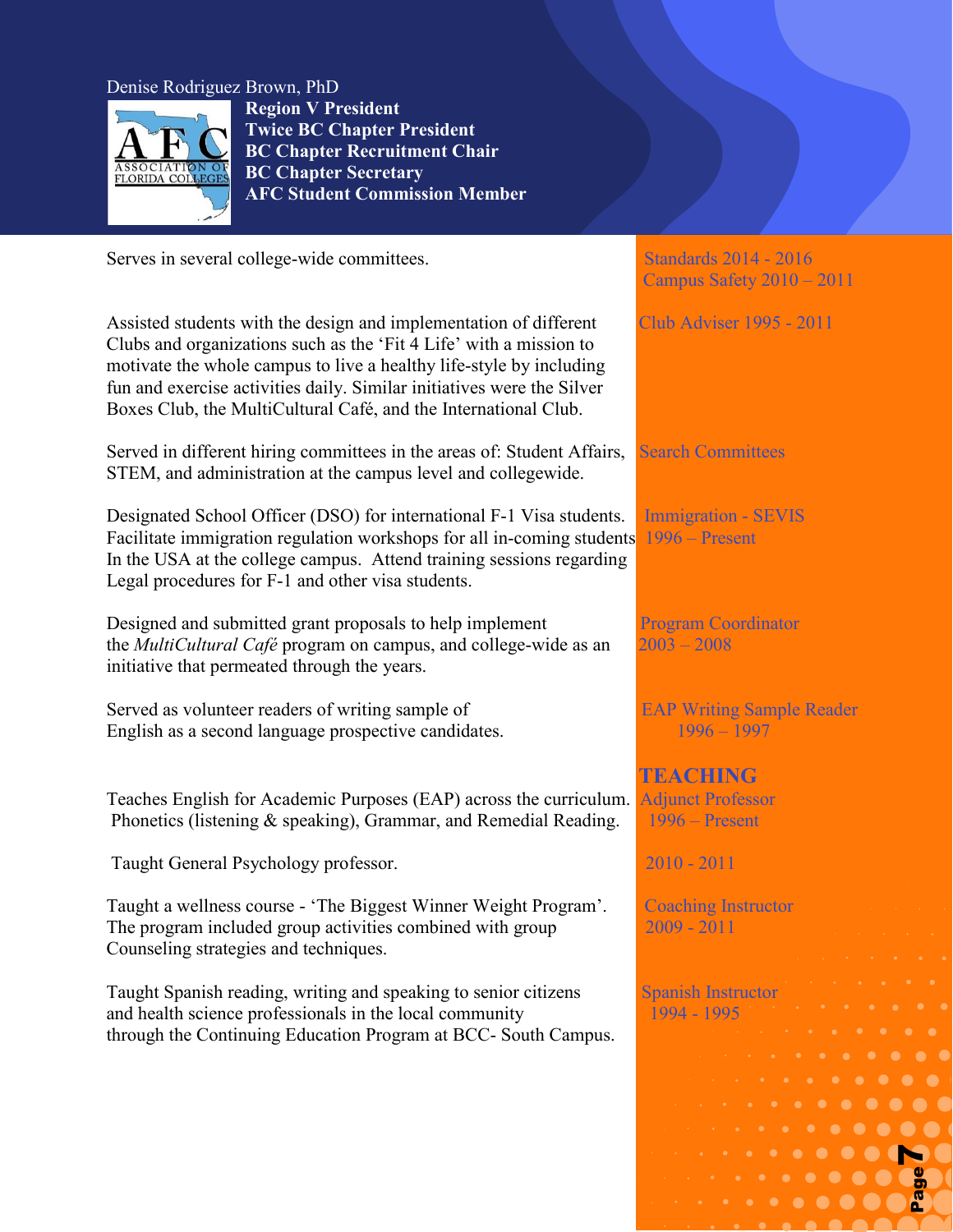Denise Rodriguez Brown, PhD

**Region V President**
**Twice BC Chapter President**
**BC Chapter Recruitment Chair**
**BC Chapter Secretary**
**AFC Student Commission Member**

| | |
|---|---|
| Serves in several college-wide committees. | Standards 2014 - 2016<br>Campus Safety 2010 – 2011 |
| Assisted students with the design and implementation of different Clubs and organizations such as the 'Fit 4 Life' with a mission to motivate the whole campus to live a healthy life-style by including fun and exercise activities daily. Similar initiatives were the Silver Boxes Club, the MultiCultural Café, and the International Club. | Club Adviser 1995 - 2011 |
| Served in different hiring committees in the areas of: Student Affairs, STEM, and administration at the campus level and collegewide. | Search Committees |
| Designated School Officer (DSO) for international F-1 Visa students. Facilitate immigration regulation workshops for all in-coming students In the USA at the college campus. Attend training sessions regarding Legal procedures for F-1 and other visa students. | Immigration - SEVIS<br>1996 – Present |
| Designed and submitted grant proposals to help implement the *MultiCultural Café* program on campus, and college-wide as an initiative that permeated through the years. | Program Coordinator<br>2003 – 2008 |
| Served as volunteer readers of writing sample of English as a second language prospective candidates. | EAP Writing Sample Reader<br>1996 – 1997 |

## TEACHING

| | |
|---|---|
| Teaches English for Academic Purposes (EAP) across the curriculum. Phonetics (listening & speaking), Grammar, and Remedial Reading. | Adjunct Professor<br>1996 – Present |
| Taught General Psychology professor. | 2010 - 2011 |
| Taught a wellness course - 'The Biggest Winner Weight Program'. The program included group activities combined with group Counseling strategies and techniques. | Coaching Instructor<br>2009 - 2011 |
| Taught Spanish reading, writing and speaking to senior citizens and health science professionals in the local community through the Continuing Education Program at BCC- South Campus. | Spanish Instructor<br>1994 - 1995 |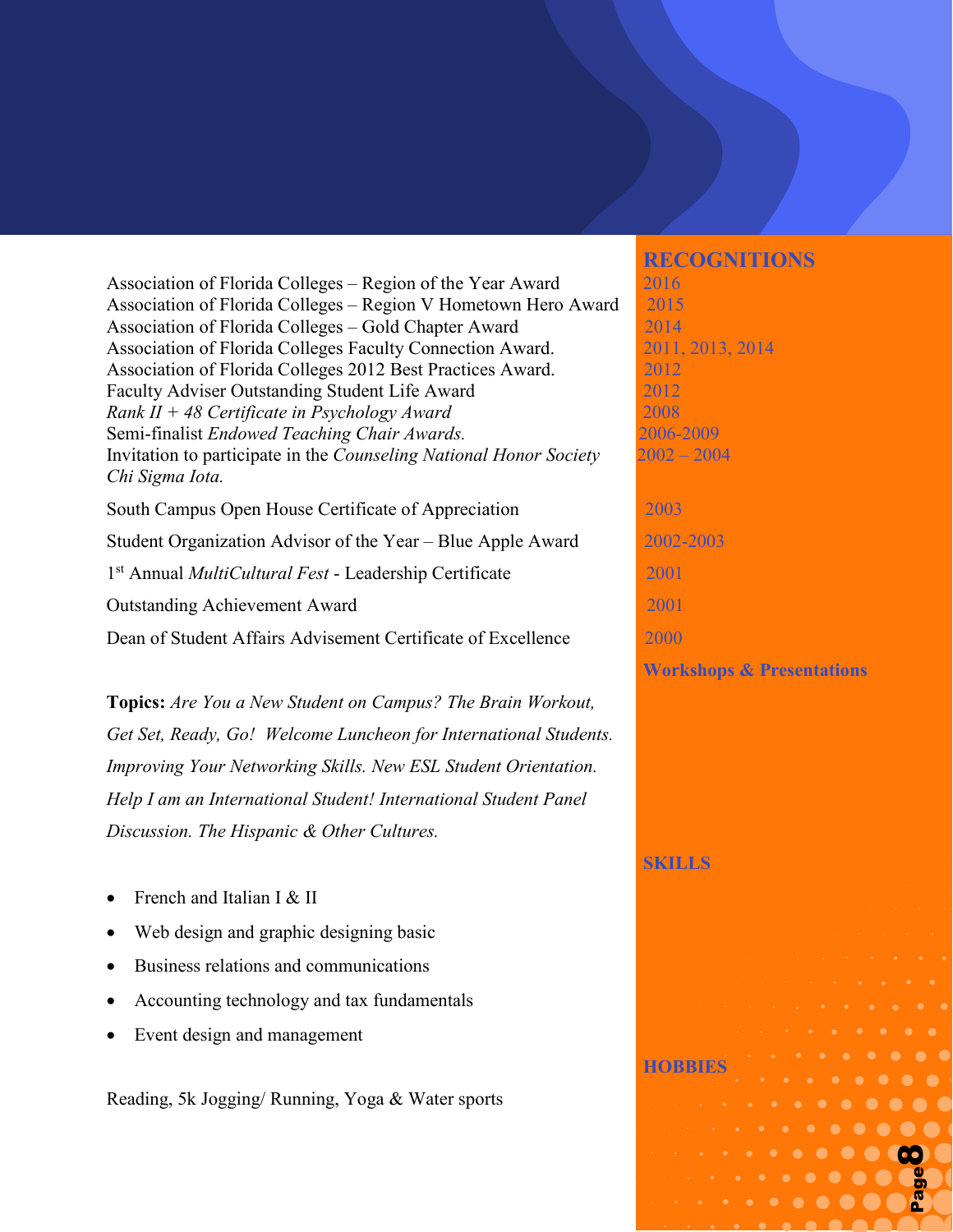## RECOGNITIONS

| Recognition | Year |
|---|---|
| Association of Florida Colleges – Region of the Year Award | 2016 |
| Association of Florida Colleges – Region V Hometown Hero Award | 2015 |
| Association of Florida Colleges – Gold Chapter Award | 2014 |
| Association of Florida Colleges Faculty Connection Award. | 2011, 2013, 2014 |
| Association of Florida Colleges 2012 Best Practices Award. | 2012 |
| Faculty Adviser Outstanding Student Life Award | 2012 |
| *Rank II + 48 Certificate in Psychology Award* | 2008 |
| Semi-finalist *Endowed Teaching Chair Awards.* | 2006-2009 |
| Invitation to participate in the *Counseling National Honor Society Chi Sigma Iota.* | 2002 – 2004 |
| South Campus Open House Certificate of Appreciation | 2003 |
| Student Organization Advisor of the Year – Blue Apple Award | 2002-2003 |
| 1st Annual *MultiCultural Fest* - Leadership Certificate | 2001 |
| Outstanding Achievement Award | 2001 |
| Dean of Student Affairs Advisement Certificate of Excellence | 2000 |

## Workshops & Presentations

**Topics:** *Are You a New Student on Campus? The Brain Workout, Get Set, Ready, Go! Welcome Luncheon for International Students. Improving Your Networking Skills. New ESL Student Orientation. Help I am an International Student! International Student Panel Discussion. The Hispanic & Other Cultures.*

## SKILLS

- French and Italian I & II
- Web design and graphic designing basic
- Business relations and communications
- Accounting technology and tax fundamentals
- Event design and management

## HOBBIES

Reading, 5k Jogging/ Running, Yoga & Water sports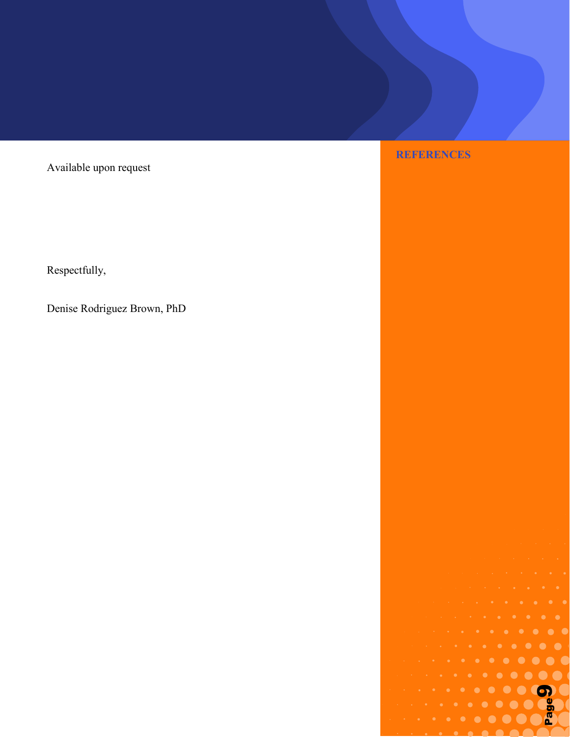## REFERENCES

Available upon request

Respectfully,

Denise Rodriguez Brown, PhD